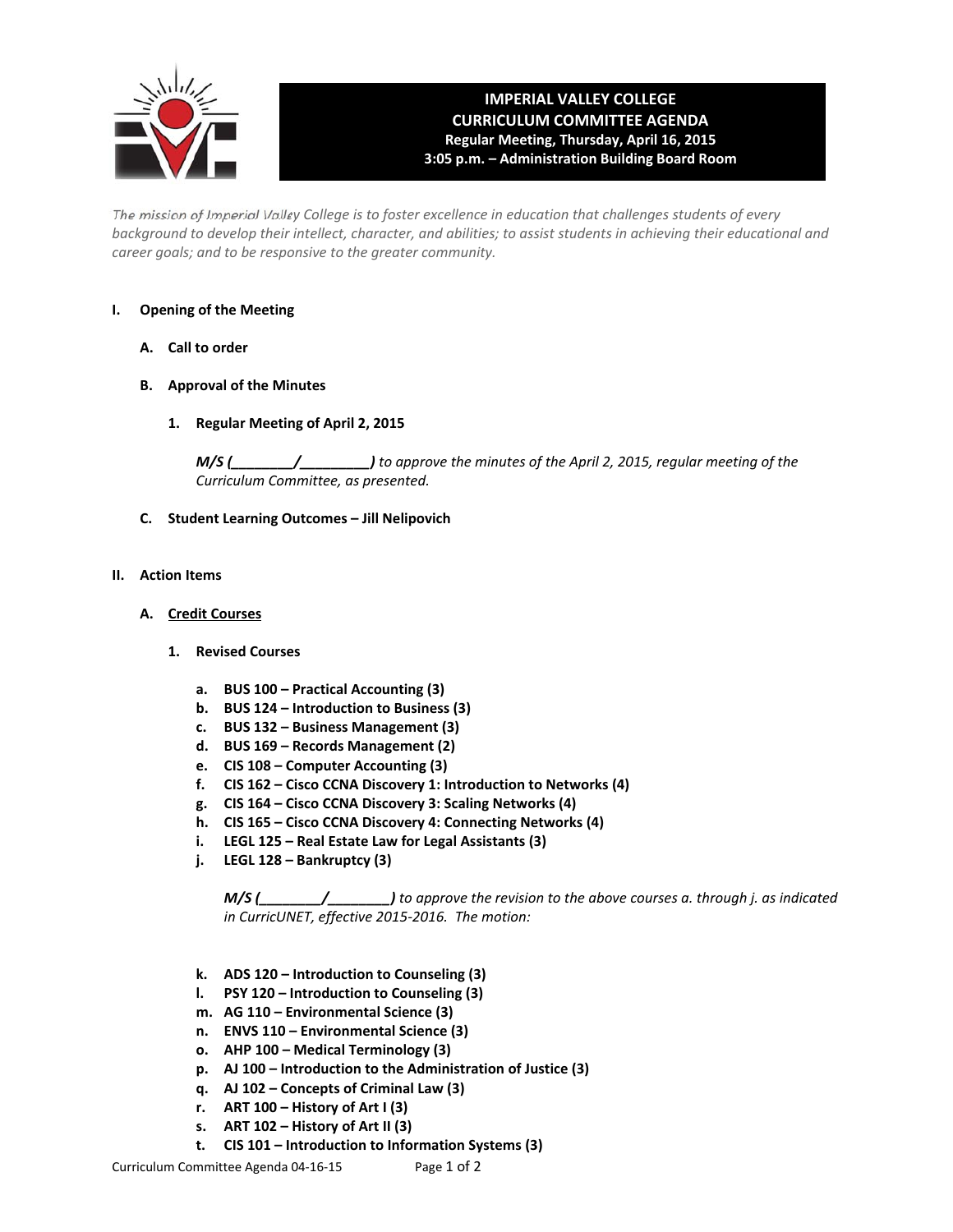# IMPERIAL VALLEY COLLEGE
## CURRICULUM COMMITTEE AGENDA
**Regular Meeting, Thursday, April 16, 2015**
**3:05 p.m. – Administration Building Board Room**

*The mission of Imperial Valley College is to foster excellence in education that challenges students of every background to develop their intellect, character, and abilities; to assist students in achieving their educational and career goals; and to be responsive to the greater community.*

**I. Opening of the Meeting**

**A. Call to order**

**B. Approval of the Minutes**

**1. Regular Meeting of April 2, 2015**

***M/S (________/________)*** *to approve the minutes of the April 2, 2015, regular meeting of the Curriculum Committee, as presented.*

**C. Student Learning Outcomes – Jill Nelipovich**

**II. Action Items**

**A. Credit Courses**

**1. Revised Courses**

- **a. BUS 100 – Practical Accounting (3)**
- **b. BUS 124 – Introduction to Business (3)**
- **c. BUS 132 – Business Management (3)**
- **d. BUS 169 – Records Management (2)**
- **e. CIS 108 – Computer Accounting (3)**
- **f. CIS 162 – Cisco CCNA Discovery 1: Introduction to Networks (4)**
- **g. CIS 164 – Cisco CCNA Discovery 3: Scaling Networks (4)**
- **h. CIS 165 – Cisco CCNA Discovery 4: Connecting Networks (4)**
- **i. LEGL 125 – Real Estate Law for Legal Assistants (3)**
- **j. LEGL 128 – Bankruptcy (3)**

***M/S (________/________)*** *to approve the revision to the above courses a. through j. as indicated in CurricUNET, effective 2015-2016. The motion:*

- **k. ADS 120 – Introduction to Counseling (3)**
- **l. PSY 120 – Introduction to Counseling (3)**
- **m. AG 110 – Environmental Science (3)**
- **n. ENVS 110 – Environmental Science (3)**
- **o. AHP 100 – Medical Terminology (3)**
- **p. AJ 100 – Introduction to the Administration of Justice (3)**
- **q. AJ 102 – Concepts of Criminal Law (3)**
- **r. ART 100 – History of Art I (3)**
- **s. ART 102 – History of Art II (3)**
- **t. CIS 101 – Introduction to Information Systems (3)**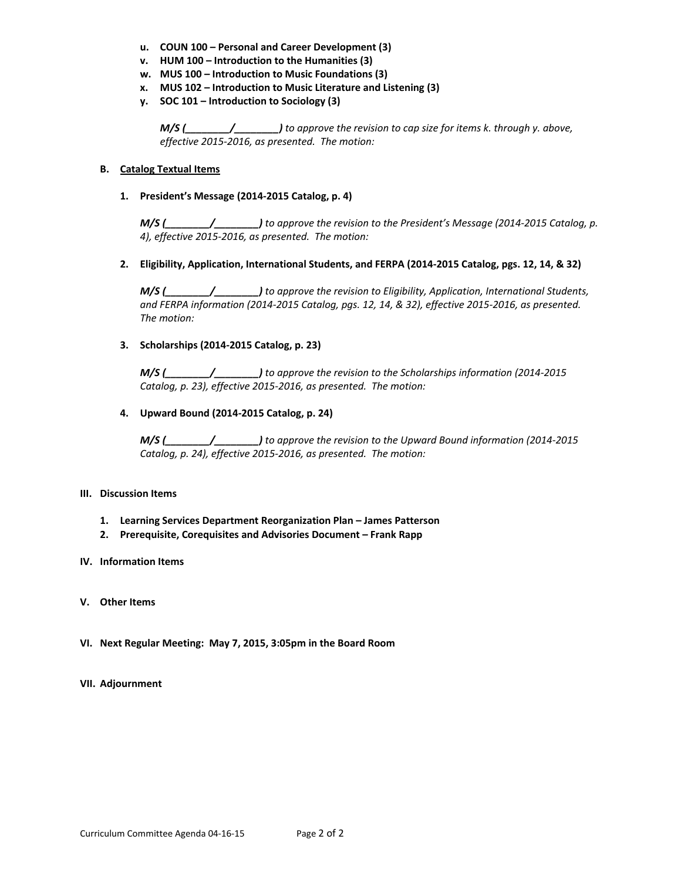u. **COUN 100 – Personal and Career Development (3)**
v. **HUM 100 – Introduction to the Humanities (3)**
w. **MUS 100 – Introduction to Music Foundations (3)**
x. **MUS 102 – Introduction to Music Literature and Listening (3)**
y. **SOC 101 – Introduction to Sociology (3)**

*M/S (________/________) to approve the revision to cap size for items k. through y. above, effective 2015-2016, as presented. The motion:*

### B. Catalog Textual Items

1. **President's Message (2014-2015 Catalog, p. 4)**

   *M/S (________/________) to approve the revision to the President's Message (2014-2015 Catalog, p. 4), effective 2015-2016, as presented. The motion:*

2. **Eligibility, Application, International Students, and FERPA (2014-2015 Catalog, pgs. 12, 14, & 32)**

   *M/S (________/________) to approve the revision to Eligibility, Application, International Students, and FERPA information (2014-2015 Catalog, pgs. 12, 14, & 32), effective 2015-2016, as presented. The motion:*

3. **Scholarships (2014-2015 Catalog, p. 23)**

   *M/S (________/________) to approve the revision to the Scholarships information (2014-2015 Catalog, p. 23), effective 2015-2016, as presented. The motion:*

4. **Upward Bound (2014-2015 Catalog, p. 24)**

   *M/S (________/________) to approve the revision to the Upward Bound information (2014-2015 Catalog, p. 24), effective 2015-2016, as presented. The motion:*

## III. Discussion Items

1. **Learning Services Department Reorganization Plan – James Patterson**
2. **Prerequisite, Corequisites and Advisories Document – Frank Rapp**

## IV. Information Items

## V. Other Items

## VI. Next Regular Meeting: May 7, 2015, 3:05pm in the Board Room

## VII. Adjournment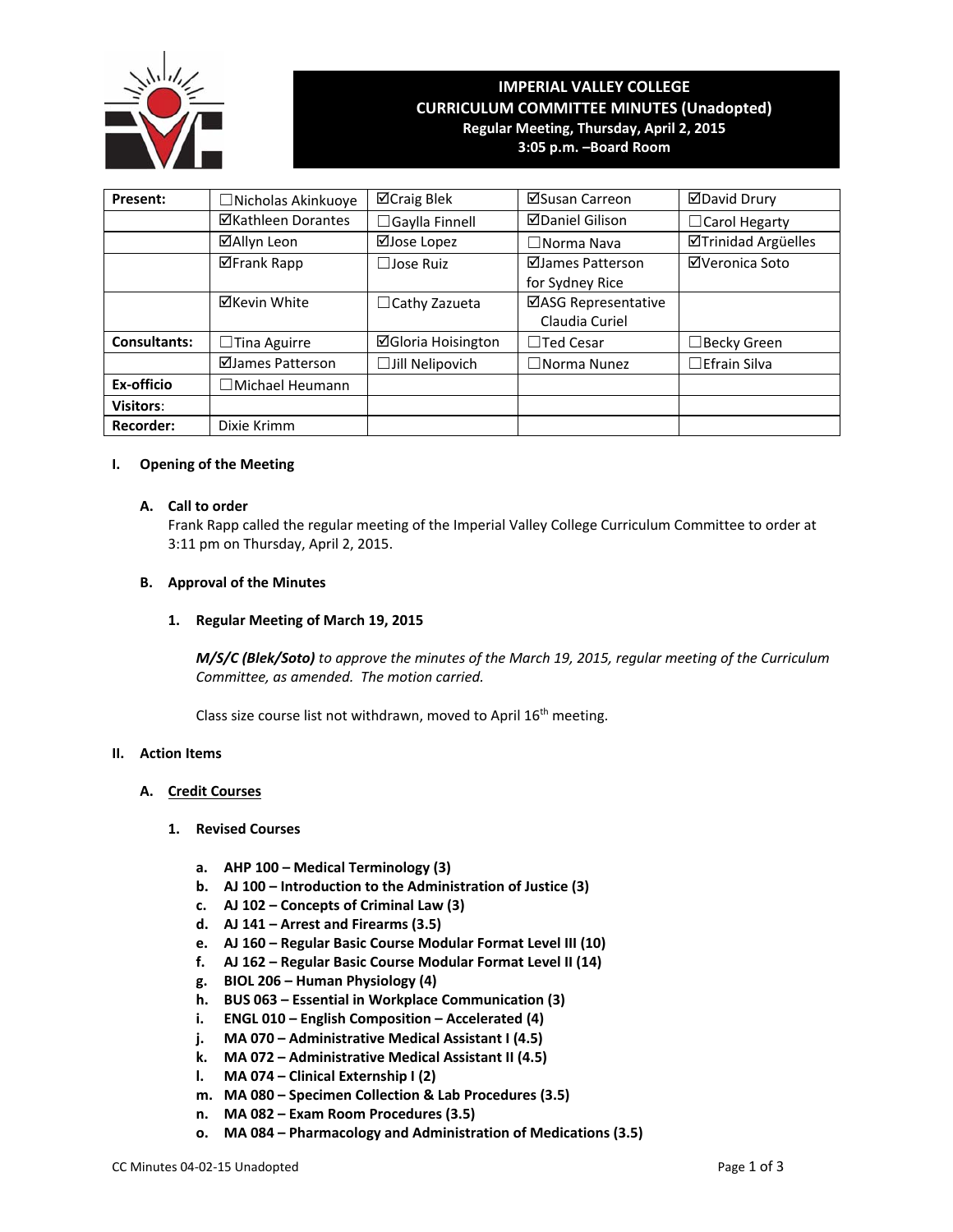# IMPERIAL VALLEY COLLEGE
## CURRICULUM COMMITTEE MINUTES (Unadopted)
**Regular Meeting, Thursday, April 2, 2015**
**3:05 p.m. –Board Room**

| Present: | ☐Nicholas Akinkuoye | ☑Craig Blek | ☑Susan Carreon | ☑David Drury |
|---|---|---|---|---|
| | ☑Kathleen Dorantes | ☐Gaylla Finnell | ☑Daniel Gilison | ☐Carol Hegarty |
| | ☑Allyn Leon | ☑Jose Lopez | ☐Norma Nava | ☑Trinidad Argüelles |
| | ☑Frank Rapp | ☐Jose Ruiz | ☑James Patterson for Sydney Rice | ☑Veronica Soto |
| | ☑Kevin White | ☐Cathy Zazueta | ☑ASG Representative Claudia Curiel | |
| Consultants: | ☐Tina Aguirre | ☑Gloria Hoisington | ☐Ted Cesar | ☐Becky Green |
| | ☑James Patterson | ☐Jill Nelipovich | ☐Norma Nunez | ☐Efrain Silva |
| Ex-officio | ☐Michael Heumann | | | |
| Visitors: | | | | |
| Recorder: | Dixie Krimm | | | |

## I. Opening of the Meeting

### A. Call to order

Frank Rapp called the regular meeting of the Imperial Valley College Curriculum Committee to order at 3:11 pm on Thursday, April 2, 2015.

### B. Approval of the Minutes

#### 1. Regular Meeting of March 19, 2015

***M/S/C (Blek/Soto)*** *to approve the minutes of the March 19, 2015, regular meeting of the Curriculum Committee, as amended. The motion carried.*

Class size course list not withdrawn, moved to April 16th meeting.

## II. Action Items

### A. Credit Courses

#### 1. Revised Courses

**a. AHP 100 – Medical Terminology (3)**
**b. AJ 100 – Introduction to the Administration of Justice (3)**
**c. AJ 102 – Concepts of Criminal Law (3)**
**d. AJ 141 – Arrest and Firearms (3.5)**
**e. AJ 160 – Regular Basic Course Modular Format Level III (10)**
**f. AJ 162 – Regular Basic Course Modular Format Level II (14)**
**g. BIOL 206 – Human Physiology (4)**
**h. BUS 063 – Essential in Workplace Communication (3)**
**i. ENGL 010 – English Composition – Accelerated (4)**
**j. MA 070 – Administrative Medical Assistant I (4.5)**
**k. MA 072 – Administrative Medical Assistant II (4.5)**
**l. MA 074 – Clinical Externship I (2)**
**m. MA 080 – Specimen Collection & Lab Procedures (3.5)**
**n. MA 082 – Exam Room Procedures (3.5)**
**o. MA 084 – Pharmacology and Administration of Medications (3.5)**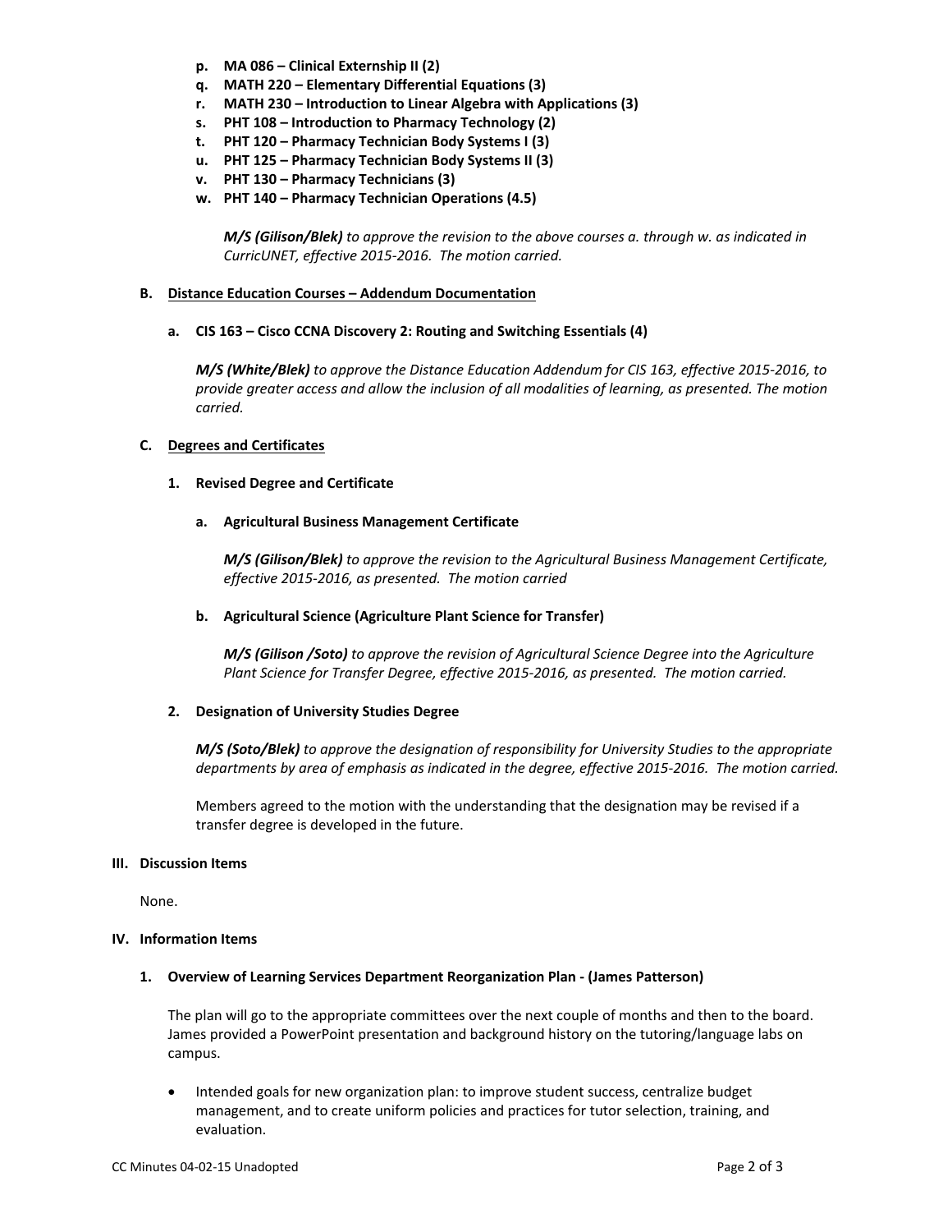p. **MA 086 – Clinical Externship II (2)**
q. **MATH 220 – Elementary Differential Equations (3)**
r. **MATH 230 – Introduction to Linear Algebra with Applications (3)**
s. **PHT 108 – Introduction to Pharmacy Technology (2)**
t. **PHT 120 – Pharmacy Technician Body Systems I (3)**
u. **PHT 125 – Pharmacy Technician Body Systems II (3)**
v. **PHT 130 – Pharmacy Technicians (3)**
w. **PHT 140 – Pharmacy Technician Operations (4.5)**

*__M/S (Gilison/Blek)__ to approve the revision to the above courses a. through w. as indicated in CurricUNET, effective 2015-2016. The motion carried.*

### B. Distance Education Courses – Addendum Documentation

**a. CIS 163 – Cisco CCNA Discovery 2: Routing and Switching Essentials (4)**

*__M/S (White/Blek)__ to approve the Distance Education Addendum for CIS 163, effective 2015-2016, to provide greater access and allow the inclusion of all modalities of learning, as presented. The motion carried.*

### C. Degrees and Certificates

**1. Revised Degree and Certificate**

**a. Agricultural Business Management Certificate**

*__M/S (Gilison/Blek)__ to approve the revision to the Agricultural Business Management Certificate, effective 2015-2016, as presented. The motion carried*

**b. Agricultural Science (Agriculture Plant Science for Transfer)**

*__M/S (Gilison /Soto)__ to approve the revision of Agricultural Science Degree into the Agriculture Plant Science for Transfer Degree, effective 2015-2016, as presented. The motion carried.*

**2. Designation of University Studies Degree**

*__M/S (Soto/Blek)__ to approve the designation of responsibility for University Studies to the appropriate departments by area of emphasis as indicated in the degree, effective 2015-2016. The motion carried.*

Members agreed to the motion with the understanding that the designation may be revised if a transfer degree is developed in the future.

## III. Discussion Items

None.

## IV. Information Items

**1. Overview of Learning Services Department Reorganization Plan - (James Patterson)**

The plan will go to the appropriate committees over the next couple of months and then to the board. James provided a PowerPoint presentation and background history on the tutoring/language labs on campus.

- Intended goals for new organization plan: to improve student success, centralize budget management, and to create uniform policies and practices for tutor selection, training, and evaluation.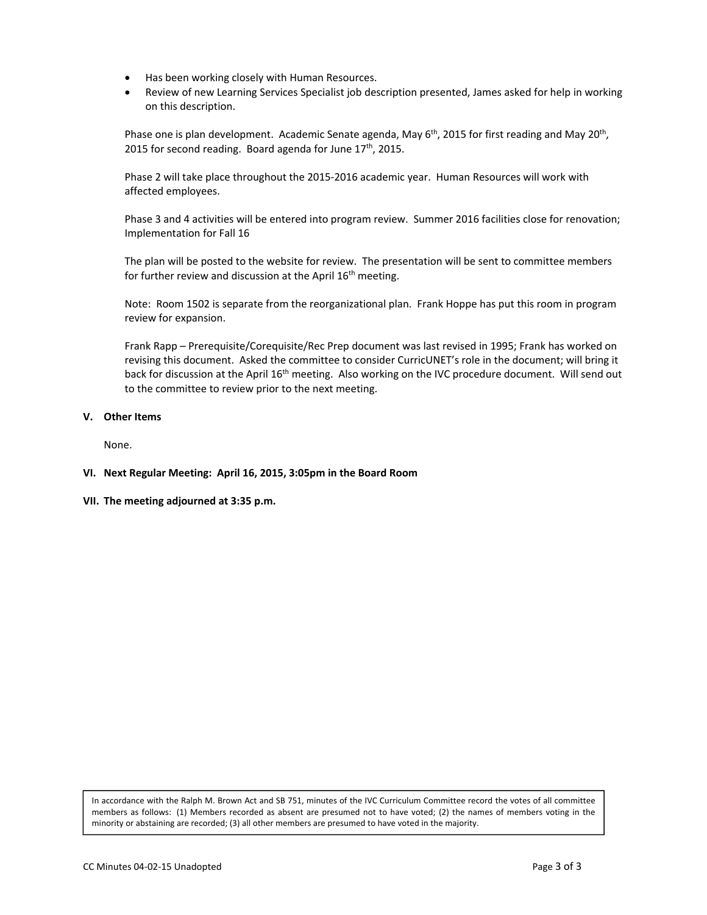- Has been working closely with Human Resources.
- Review of new Learning Services Specialist job description presented, James asked for help in working on this description.

Phase one is plan development. Academic Senate agenda, May 6th, 2015 for first reading and May 20th, 2015 for second reading. Board agenda for June 17th, 2015.

Phase 2 will take place throughout the 2015-2016 academic year. Human Resources will work with affected employees.

Phase 3 and 4 activities will be entered into program review. Summer 2016 facilities close for renovation; Implementation for Fall 16

The plan will be posted to the website for review. The presentation will be sent to committee members for further review and discussion at the April 16th meeting.

Note: Room 1502 is separate from the reorganizational plan. Frank Hoppe has put this room in program review for expansion.

Frank Rapp – Prerequisite/Corequisite/Rec Prep document was last revised in 1995; Frank has worked on revising this document. Asked the committee to consider CurricUNET's role in the document; will bring it back for discussion at the April 16th meeting. Also working on the IVC procedure document. Will send out to the committee to review prior to the next meeting.

## V. Other Items

None.

## VI. Next Regular Meeting: April 16, 2015, 3:05pm in the Board Room

## VII. The meeting adjourned at 3:35 p.m.

In accordance with the Ralph M. Brown Act and SB 751, minutes of the IVC Curriculum Committee record the votes of all committee members as follows: (1) Members recorded as absent are presumed not to have voted; (2) the names of members voting in the minority or abstaining are recorded; (3) all other members are presumed to have voted in the majority.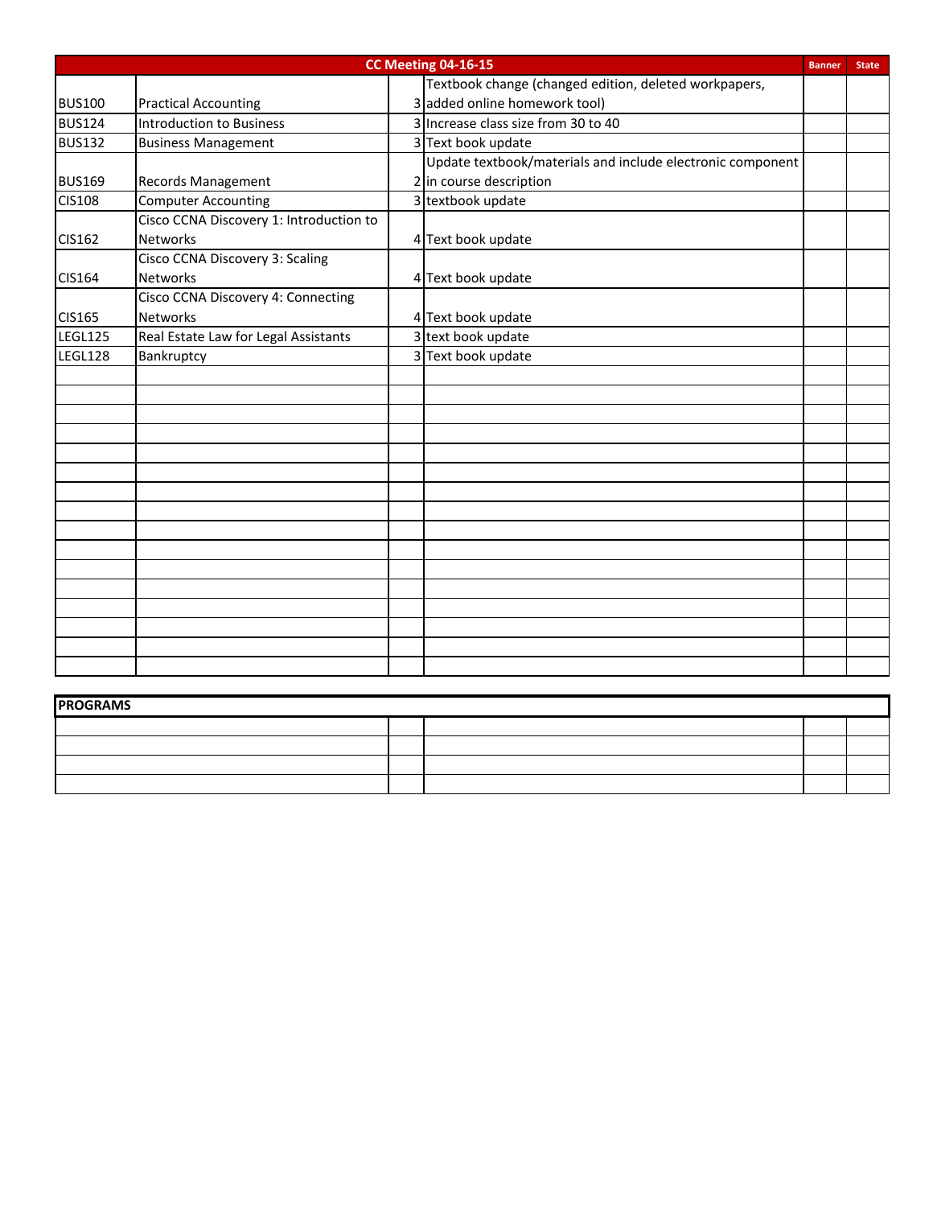| CC Meeting 04-16-15 | | | | Banner | State |
|---|---|---|---|---|---|
| BUS100 | Practical Accounting | 3 | Textbook change (changed edition, deleted workpapers, added online homework tool) | | |
| BUS124 | Introduction to Business | 3 | Increase class size from 30 to 40 | | |
| BUS132 | Business Management | 3 | Text book update | | |
| BUS169 | Records Management | 2 | Update textbook/materials and include electronic component in course description | | |
| CIS108 | Computer Accounting | 3 | textbook update | | |
| CIS162 | Cisco CCNA Discovery 1: Introduction to Networks | 4 | Text book update | | |
| CIS164 | Cisco CCNA Discovery 3: Scaling Networks | 4 | Text book update | | |
| CIS165 | Cisco CCNA Discovery 4: Connecting Networks | 4 | Text book update | | |
| LEGL125 | Real Estate Law for Legal Assistants | 3 | text book update | | |
| LEGL128 | Bankruptcy | 3 | Text book update | | |

| PROGRAMS | | | | |
|---|---|---|---|---|
| | | | | |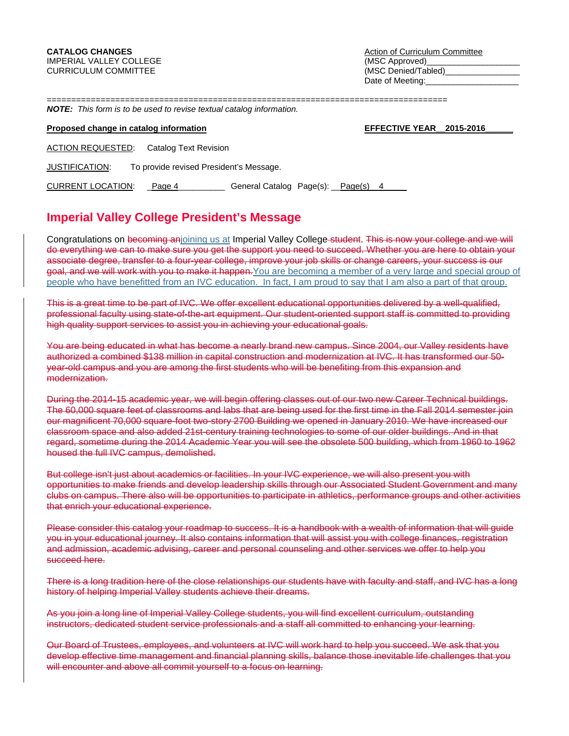**CATALOG CHANGES**
IMPERIAL VALLEY COLLEGE
CURRICULUM COMMITTEE

Action of Curriculum Committee
(MSC Approved)____________________
(MSC Denied/Tabled)________________
Date of Meeting:____________________

===================================================================================

***NOTE:*** *This form is to be used to revise textual catalog information.*

**Proposed change in catalog information** **EFFECTIVE YEAR__2015-2016______**

ACTION REQUESTED: Catalog Text Revision

JUSTIFICATION: To provide revised President's Message.

CURRENT LOCATION: _Page 4__________ General Catalog Page(s): __Page(s) 4_____

## Imperial Valley College President's Message

Congratulations on ~~becoming an~~joining us at Imperial Valley College ~~student~~. ~~This is now your college and we will do everything we can to make sure you get the support you need to succeed. Whether you are here to obtain your associate degree, transfer to a four-year college, improve your job skills or change careers, your success is our goal, and we will work with you to make it happen.~~You are becoming a member of a very large and special group of people who have benefitted from an IVC education. In fact, I am proud to say that I am also a part of that group.

~~This is a great time to be part of IVC. We offer excellent educational opportunities delivered by a well-qualified, professional faculty using state-of-the-art equipment. Our student-oriented support staff is committed to providing high quality support services to assist you in achieving your educational goals.~~

~~You are being educated in what has become a nearly brand new campus. Since 2004, our Valley residents have authorized a combined $138 million in capital construction and modernization at IVC. It has transformed our 50-year-old campus and you are among the first students who will be benefiting from this expansion and modernization.~~

~~During the 2014-15 academic year, we will begin offering classes out of our two new Career Technical buildings. The 60,000 square feet of classrooms and labs that are being used for the first time in the Fall 2014 semester join our magnificent 70,000 square-foot two-story 2700 Building we opened in January 2010. We have increased our classroom space and also added 21st-century training technologies to some of our older buildings. And in that regard, sometime during the 2014 Academic Year you will see the obsolete 500 building, which from 1960 to 1962 housed the full IVC campus, demolished.~~

~~But college isn't just about academics or facilities. In your IVC experience, we will also present you with opportunities to make friends and develop leadership skills through our Associated Student Government and many clubs on campus. There also will be opportunities to participate in athletics, performance groups and other activities that enrich your educational experience.~~

~~Please consider this catalog your roadmap to success. It is a handbook with a wealth of information that will guide you in your educational journey. It also contains information that will assist you with college finances, registration and admission, academic advising, career and personal counseling and other services we offer to help you succeed here.~~

~~There is a long tradition here of the close relationships our students have with faculty and staff, and IVC has a long history of helping Imperial Valley students achieve their dreams.~~

~~As you join a long line of Imperial Valley College students, you will find excellent curriculum, outstanding instructors, dedicated student service professionals and a staff all committed to enhancing your learning.~~

~~Our Board of Trustees, employees, and volunteers at IVC will work hard to help you succeed. We ask that you develop effective time management and financial planning skills, balance those inevitable life challenges that you will encounter and above all commit yourself to a focus on learning.~~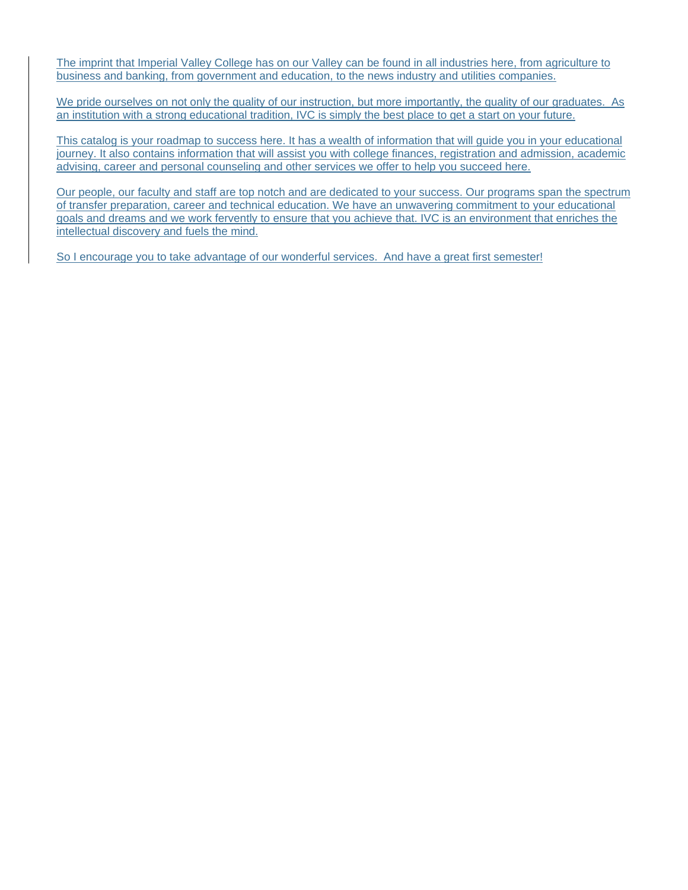The imprint that Imperial Valley College has on our Valley can be found in all industries here, from agriculture to business and banking, from government and education, to the news industry and utilities companies.

We pride ourselves on not only the quality of our instruction, but more importantly, the quality of our graduates. As an institution with a strong educational tradition, IVC is simply the best place to get a start on your future.

This catalog is your roadmap to success here. It has a wealth of information that will guide you in your educational journey. It also contains information that will assist you with college finances, registration and admission, academic advising, career and personal counseling and other services we offer to help you succeed here.

Our people, our faculty and staff are top notch and are dedicated to your success. Our programs span the spectrum of transfer preparation, career and technical education. We have an unwavering commitment to your educational goals and dreams and we work fervently to ensure that you achieve that. IVC is an environment that enriches the intellectual discovery and fuels the mind.

So I encourage you to take advantage of our wonderful services. And have a great first semester!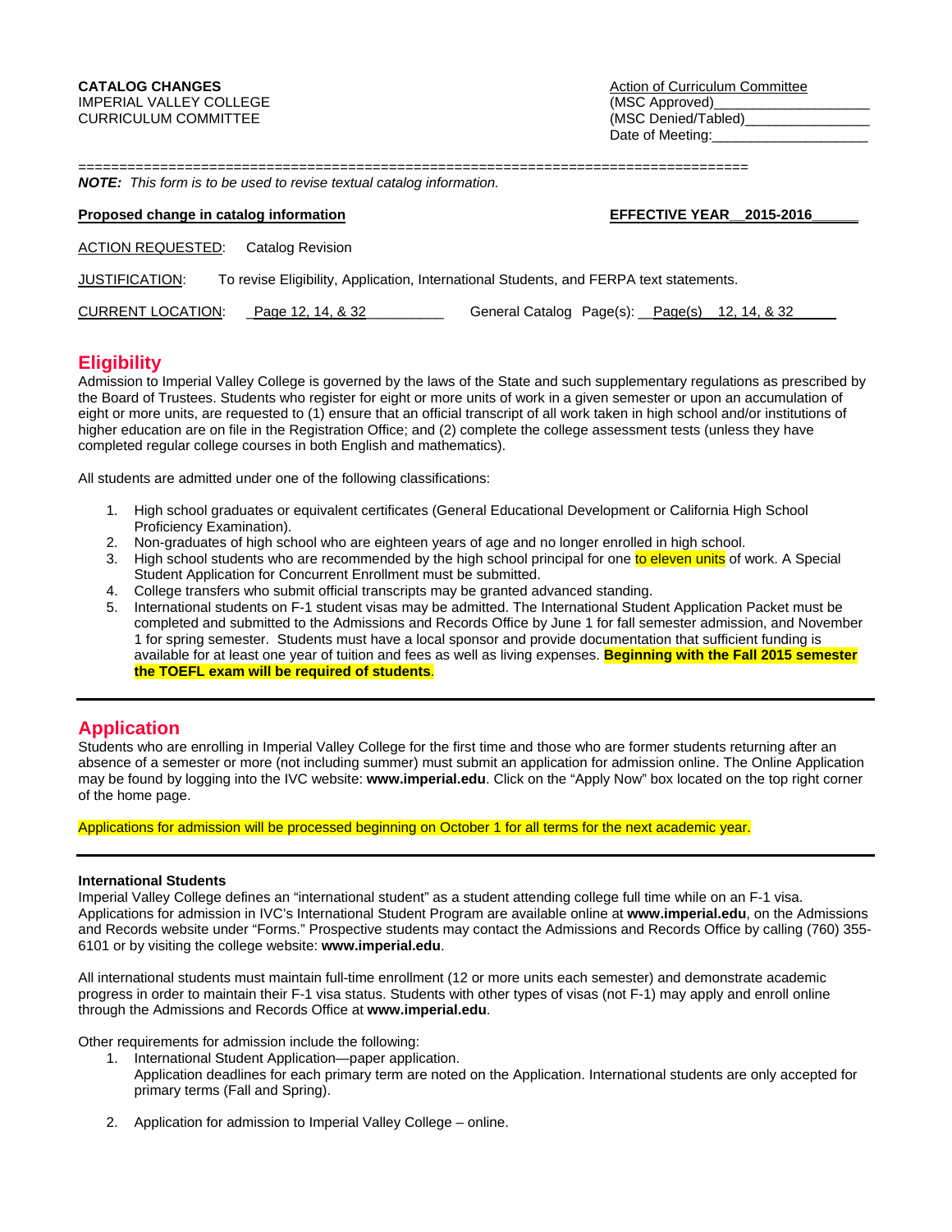**CATALOG CHANGES**
IMPERIAL VALLEY COLLEGE
CURRICULUM COMMITTEE

Action of Curriculum Committee
(MSC Approved)____________________
(MSC Denied/Tabled)________________
Date of Meeting:____________________

================================================================================

***NOTE:*** *This form is to be used to revise textual catalog information.*

**Proposed change in catalog information** **EFFECTIVE YEAR__2015-2016______**

ACTION REQUESTED: Catalog Revision

JUSTIFICATION: To revise Eligibility, Application, International Students, and FERPA text statements.

CURRENT LOCATION: _Page 12, 14, & 32__________ General Catalog Page(s): __Page(s) 12, 14, & 32______

## Eligibility

Admission to Imperial Valley College is governed by the laws of the State and such supplementary regulations as prescribed by the Board of Trustees. Students who register for eight or more units of work in a given semester or upon an accumulation of eight or more units, are requested to (1) ensure that an official transcript of all work taken in high school and/or institutions of higher education are on file in the Registration Office; and (2) complete the college assessment tests (unless they have completed regular college courses in both English and mathematics).

All students are admitted under one of the following classifications:

1. High school graduates or equivalent certificates (General Educational Development or California High School Proficiency Examination).
2. Non-graduates of high school who are eighteen years of age and no longer enrolled in high school.
3. High school students who are recommended by the high school principal for one to eleven units of work. A Special Student Application for Concurrent Enrollment must be submitted.
4. College transfers who submit official transcripts may be granted advanced standing.
5. International students on F-1 student visas may be admitted. The International Student Application Packet must be completed and submitted to the Admissions and Records Office by June 1 for fall semester admission, and November 1 for spring semester. Students must have a local sponsor and provide documentation that sufficient funding is available for at least one year of tuition and fees as well as living expenses. **Beginning with the Fall 2015 semester the TOEFL exam will be required of students**.

---

## Application

Students who are enrolling in Imperial Valley College for the first time and those who are former students returning after an absence of a semester or more (not including summer) must submit an application for admission online. The Online Application may be found by logging into the IVC website: **www.imperial.edu**. Click on the "Apply Now" box located on the top right corner of the home page.

Applications for admission will be processed beginning on October 1 for all terms for the next academic year.

---

**International Students**
Imperial Valley College defines an "international student" as a student attending college full time while on an F-1 visa. Applications for admission in IVC's International Student Program are available online at **www.imperial.edu**, on the Admissions and Records website under "Forms." Prospective students may contact the Admissions and Records Office by calling (760) 355-6101 or by visiting the college website: **www.imperial.edu**.

All international students must maintain full-time enrollment (12 or more units each semester) and demonstrate academic progress in order to maintain their F-1 visa status. Students with other types of visas (not F-1) may apply and enroll online through the Admissions and Records Office at **www.imperial.edu**.

Other requirements for admission include the following:

1. International Student Application—paper application.
   Application deadlines for each primary term are noted on the Application. International students are only accepted for primary terms (Fall and Spring).

2. Application for admission to Imperial Valley College – online.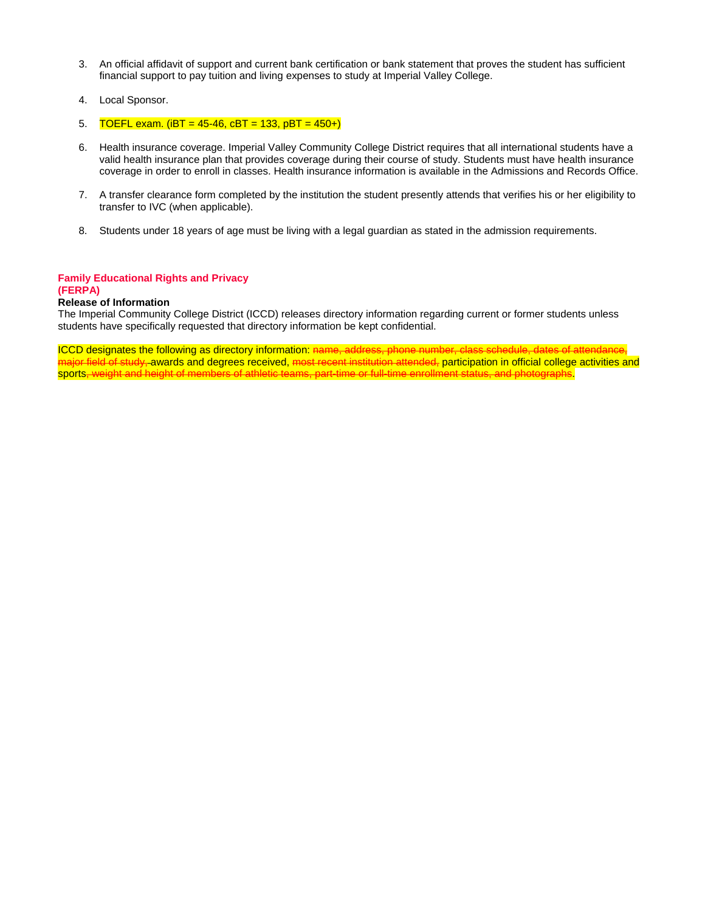3. An official affidavit of support and current bank certification or bank statement that proves the student has sufficient financial support to pay tuition and living expenses to study at Imperial Valley College.

4. Local Sponsor.

5. TOEFL exam. (iBT = 45-46, cBT = 133, pBT = 450+)

6. Health insurance coverage. Imperial Valley Community College District requires that all international students have a valid health insurance plan that provides coverage during their course of study. Students must have health insurance coverage in order to enroll in classes. Health insurance information is available in the Admissions and Records Office.

7. A transfer clearance form completed by the institution the student presently attends that verifies his or her eligibility to transfer to IVC (when applicable).

8. Students under 18 years of age must be living with a legal guardian as stated in the admission requirements.

## Family Educational Rights and Privacy (FERPA)

**Release of Information**

The Imperial Community College District (ICCD) releases directory information regarding current or former students unless students have specifically requested that directory information be kept confidential.

ICCD designates the following as directory information: ~~name, address, phone number, class schedule, dates of attendance, major field of study,~~ awards and degrees received, ~~most recent institution attended,~~ participation in official college activities and sports~~, weight and height of members of athletic teams, part-time or full-time enrollment status, and photographs~~.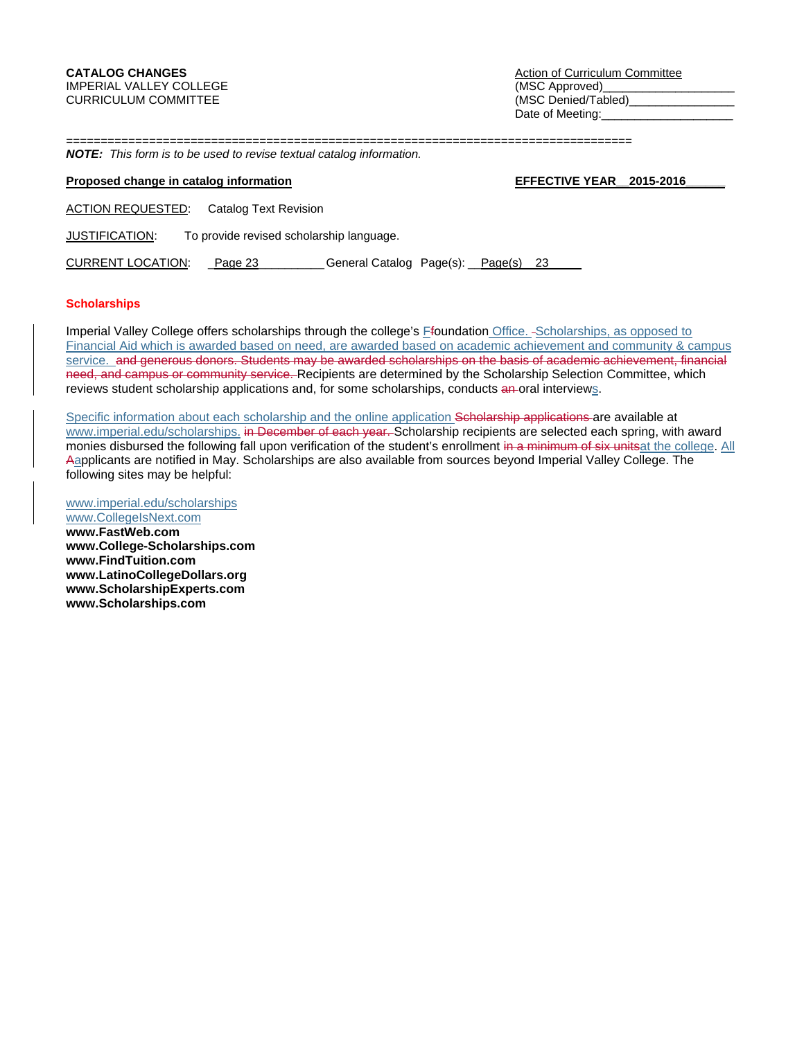**CATALOG CHANGES**
IMPERIAL VALLEY COLLEGE
CURRICULUM COMMITTEE

Action of Curriculum Committee
(MSC Approved)____________________
(MSC Denied/Tabled)________________
Date of Meeting:____________________

================================================================================

***NOTE:*** *This form is to be used to revise textual catalog information.*

**Proposed change in catalog information** **EFFECTIVE YEAR__2015-2016______**

ACTION REQUESTED: Catalog Text Revision

JUSTIFICATION: To provide revised scholarship language.

CURRENT LOCATION: _Page 23__________ General Catalog Page(s): __Page(s) 23_____

**Scholarships**

Imperial Valley College offers scholarships through the college's F~~f~~oundation Office. ~~-~~Scholarships, as opposed to Financial Aid which is awarded based on need, are awarded based on academic achievement and community & campus service. ~~and generous donors. Students may be awarded scholarships on the basis of academic achievement, financial need, and campus or community service.~~ Recipients are determined by the Scholarship Selection Committee, which reviews student scholarship applications and, for some scholarships, conducts ~~an~~ oral interviews.

Specific information about each scholarship and the online application ~~Scholarship applications~~ are available at www.imperial.edu/scholarships. ~~in December of each year.~~ Scholarship recipients are selected each spring, with award monies disbursed the following fall upon verification of the student's enrollment ~~in a minimum of six units~~at the college. All ~~A~~applicants are notified in May. Scholarships are also available from sources beyond Imperial Valley College. The following sites may be helpful:

www.imperial.edu/scholarships
www.CollegeIsNext.com
**www.FastWeb.com**
**www.College-Scholarships.com**
**www.FindTuition.com**
**www.LatinoCollegeDollars.org**
**www.ScholarshipExperts.com**
**www.Scholarships.com**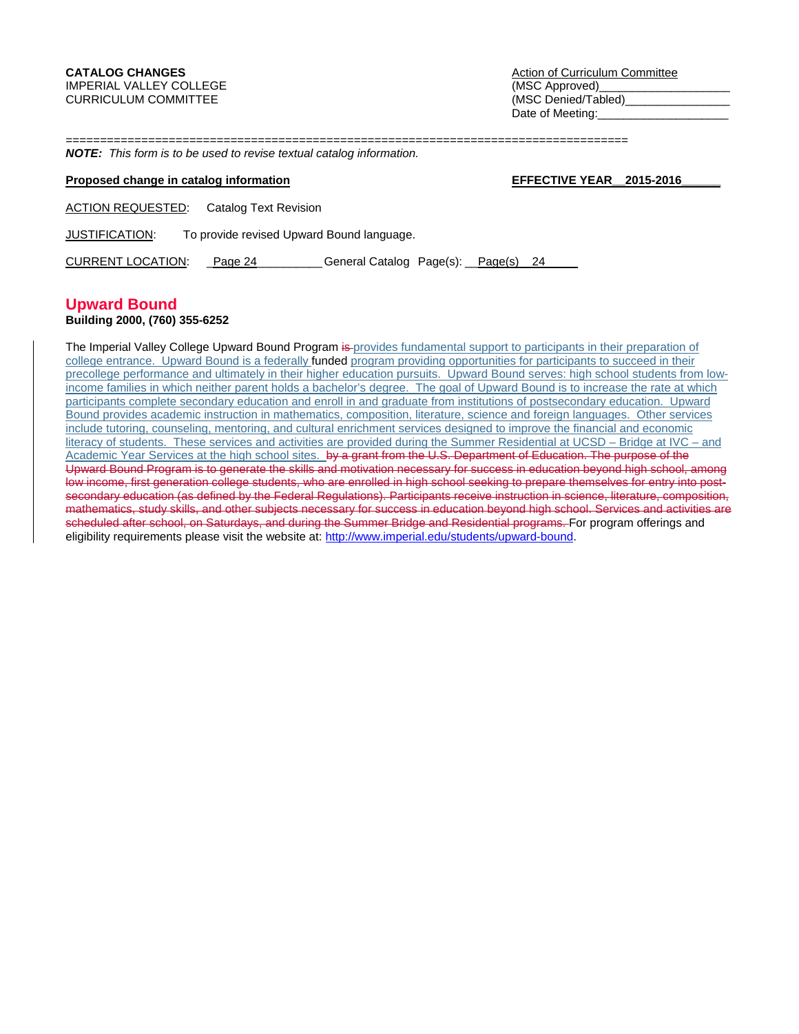**CATALOG CHANGES**
IMPERIAL VALLEY COLLEGE
CURRICULUM COMMITTEE

Action of Curriculum Committee
(MSC Approved)____________________
(MSC Denied/Tabled)________________
Date of Meeting:____________________

===================================================================================

***NOTE:*** *This form is to be used to revise textual catalog information.*

**Proposed change in catalog information** **EFFECTIVE YEAR__2015-2016______**

ACTION REQUESTED: Catalog Text Revision

JUSTIFICATION: To provide revised Upward Bound language.

CURRENT LOCATION: _Page 24__________ General Catalog Page(s): __Page(s)__24_____

## Upward Bound

**Building 2000, (760) 355-6252**

The Imperial Valley College Upward Bound Program ~~is~~ provides fundamental support to participants in their preparation of college entrance. Upward Bound is a federally funded program providing opportunities for participants to succeed in their precollege performance and ultimately in their higher education pursuits. Upward Bound serves: high school students from low-income families in which neither parent holds a bachelor's degree. The goal of Upward Bound is to increase the rate at which participants complete secondary education and enroll in and graduate from institutions of postsecondary education. Upward Bound provides academic instruction in mathematics, composition, literature, science and foreign languages. Other services include tutoring, counseling, mentoring, and cultural enrichment services designed to improve the financial and economic literacy of students. These services and activities are provided during the Summer Residential at UCSD – Bridge at IVC – and Academic Year Services at the high school sites. ~~by a grant from the U.S. Department of Education. The purpose of the Upward Bound Program is to generate the skills and motivation necessary for success in education beyond high school, among low income, first generation college students, who are enrolled in high school seeking to prepare themselves for entry into post-secondary education (as defined by the Federal Regulations). Participants receive instruction in science, literature, composition, mathematics, study skills, and other subjects necessary for success in education beyond high school. Services and activities are scheduled after school, on Saturdays, and during the Summer Bridge and Residential programs.~~ For program offerings and eligibility requirements please visit the website at: http://www.imperial.edu/students/upward-bound.